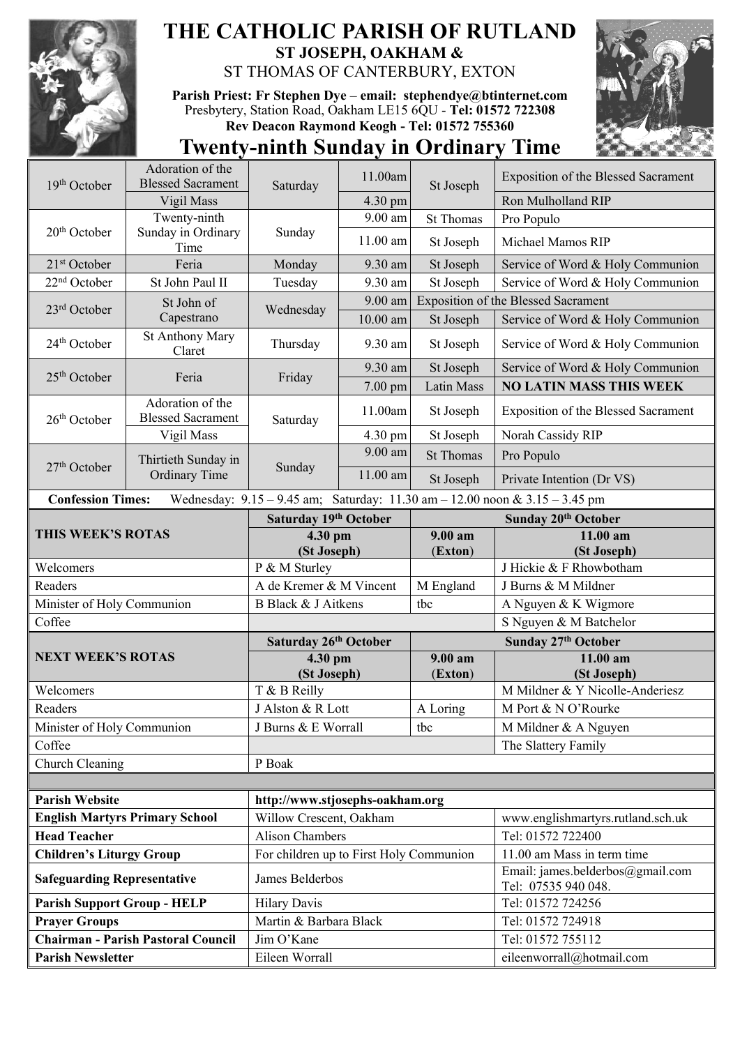# THE CATHOLIC PARISH OF RUTLAND

## ST JOSEPH, OAKHAM &

ST THOMAS OF CANTERBURY, EXTON

**Parish Priest: Fr Stephen Dye** – **email: stephendye@btinternet.com**
Presbytery, Station Road, Oakham LE15 6QU - **Tel: 01572 722308**
**Rev Deacon Raymond Keogh - Tel: 01572 755360**

# Twenty-ninth Sunday in Ordinary Time

| Date | Feast | Day | Time | Church | Intention |
|---|---|---|---|---|---|
| 19th October | Adoration of the Blessed Sacrament | Saturday | 11.00am | St Joseph | Exposition of the Blessed Sacrament |
| | Vigil Mass | | 4.30 pm | | Ron Mulholland RIP |
| 20th October | Twenty-ninth Sunday in Ordinary Time | Sunday | 9.00 am | St Thomas | Pro Populo |
| | | | 11.00 am | St Joseph | Michael Mamos RIP |
| 21st October | Feria | Monday | 9.30 am | St Joseph | Service of Word & Holy Communion |
| 22nd October | St John Paul II | Tuesday | 9.30 am | St Joseph | Service of Word & Holy Communion |
| 23rd October | St John of Capestrano | Wednesday | 9.00 am | Exposition of the Blessed Sacrament | |
| | | | 10.00 am | St Joseph | Service of Word & Holy Communion |
| 24th October | St Anthony Mary Claret | Thursday | 9.30 am | St Joseph | Service of Word & Holy Communion |
| 25th October | Feria | Friday | 9.30 am | St Joseph | Service of Word & Holy Communion |
| | | | 7.00 pm | Latin Mass | **NO LATIN MASS THIS WEEK** |
| 26th October | Adoration of the Blessed Sacrament | Saturday | 11.00am | St Joseph | Exposition of the Blessed Sacrament |
| | Vigil Mass | | 4.30 pm | St Joseph | Norah Cassidy RIP |
| 27th October | Thirtieth Sunday in Ordinary Time | Sunday | 9.00 am | St Thomas | Pro Populo |
| | | | 11.00 am | St Joseph | Private Intention (Dr VS) |

**Confession Times:** Wednesday: 9.15 – 9.45 am; Saturday: 11.30 am – 12.00 noon & 3.15 – 3.45 pm

| **THIS WEEK'S ROTAS** | **Saturday 19th October** 4.30 pm (St Joseph) | **Sunday 20th October** 9.00 am (Exton) | **Sunday 20th October** 11.00 am (St Joseph) |
|---|---|---|---|
| Welcomers | P & M Sturley | | J Hickie & F Rhowbotham |
| Readers | A de Kremer & M Vincent | M England | J Burns & M Mildner |
| Minister of Holy Communion | B Black & J Aitkens | tbc | A Nguyen & K Wigmore |
| Coffee | | | S Nguyen & M Batchelor |

| **NEXT WEEK'S ROTAS** | **Saturday 26th October** 4.30 pm (St Joseph) | **Sunday 27th October** 9.00 am (Exton) | **Sunday 27th October** 11.00 am (St Joseph) |
|---|---|---|---|
| Welcomers | T & B Reilly | | M Mildner & Y Nicolle-Anderiesz |
| Readers | J Alston & R Lott | A Loring | M Port & N O'Rourke |
| Minister of Holy Communion | J Burns & E Worrall | tbc | M Mildner & A Nguyen |
| Coffee | | | The Slattery Family |
| Church Cleaning | P Boak | | |

| | | |
|---|---|---|
| **Parish Website** | **http://www.stjosephs-oakham.org** | |
| **English Martyrs Primary School** | Willow Crescent, Oakham | www.englishmartyrs.rutland.sch.uk |
| **Head Teacher** | Alison Chambers | Tel: 01572 722400 |
| **Children's Liturgy Group** | For children up to First Holy Communion | 11.00 am Mass in term time |
| **Safeguarding Representative** | James Belderbos | Email: james.belderbos@gmail.com Tel: 07535 940 048. |
| **Parish Support Group - HELP** | Hilary Davis | Tel: 01572 724256 |
| **Prayer Groups** | Martin & Barbara Black | Tel: 01572 724918 |
| **Chairman - Parish Pastoral Council** | Jim O'Kane | Tel: 01572 755112 |
| **Parish Newsletter** | Eileen Worrall | eileenworrall@hotmail.com |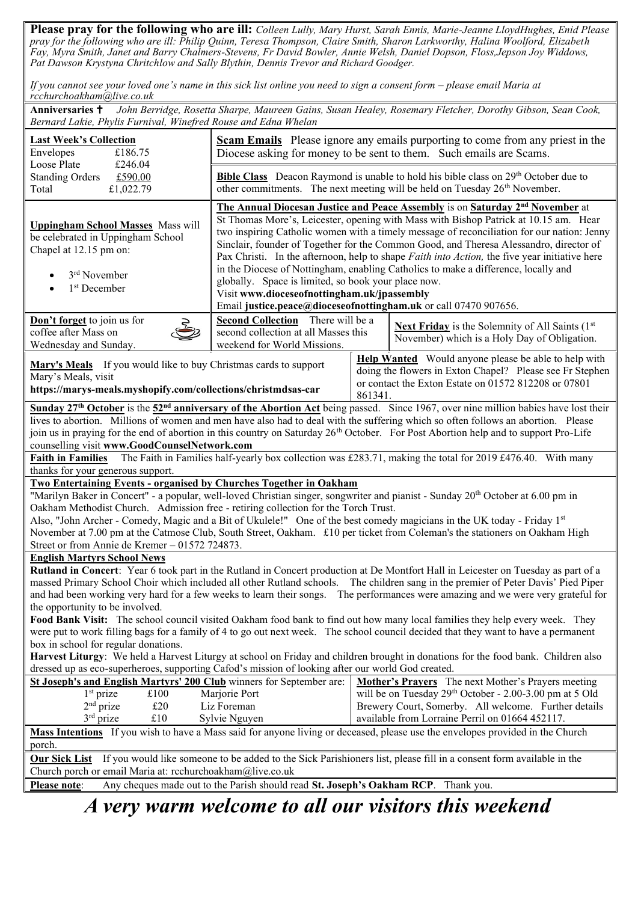**Please pray for the following who are ill:** *Colleen Lully, Mary Hurst, Sarah Ennis, Marie-Jeanne LloydHughes, Enid Please pray for the following who are ill: Philip Quinn, Teresa Thompson, Claire Smith, Sharon Larkworthy, Halina Woolford, Elizabeth Fay, Myra Smith, Janet and Barry Chalmers-Stevens, Fr David Bowler, Annie Welsh, Daniel Dopson, Floss,Jepson Joy Widdows, Pat Dawson Krystyna Chritchlow and Sally Blythin, Dennis Trevor and Richard Goodger.*

*If you cannot see your loved one's name in this sick list online you need to sign a consent form – please email Maria at rcchurchoakham@live.co.uk*

**Anniversaries ✝** *John Berridge, Rosetta Sharpe, Maureen Gains, Susan Healey, Rosemary Fletcher, Dorothy Gibson, Sean Cook, Bernard Lakie, Phylis Furnival, Winefred Rouse and Edna Whelan*

**Last Week's Collection**

| | |
|---|---|
| Envelopes | £186.75 |
| Loose Plate | £246.04 |
| Standing Orders | £590.00 |
| Total | £1,022.79 |

**Scam Emails** Please ignore any emails purporting to come from any priest in the Diocese asking for money to be sent to them. Such emails are Scams.

**Bible Class** Deacon Raymond is unable to hold his bible class on 29th October due to other commitments. The next meeting will be held on Tuesday 26th November.

**Uppingham School Masses** Mass will be celebrated in Uppingham School Chapel at 12.15 pm on:

- 3rd November
- 1st December

**The Annual Diocesan Justice and Peace Assembly** is on **Saturday 2nd November** at St Thomas More's, Leicester, opening with Mass with Bishop Patrick at 10.15 am. Hear two inspiring Catholic women with a timely message of reconciliation for our nation: Jenny Sinclair, founder of Together for the Common Good, and Theresa Alessandro, director of Pax Christi. In the afternoon, help to shape *Faith into Action,* the five year initiative here in the Diocese of Nottingham, enabling Catholics to make a difference, locally and globally. Space is limited, so book your place now.
Visit **www.dioceseofnottingham.uk/jpassembly**
Email **justice.peace@dioceseofnottingham.uk** or call 07470 907656.

**Don't forget** to join us for coffee after Mass on Wednesday and Sunday.

**Second Collection** There will be a second collection at all Masses this weekend for World Missions.

**Next Friday** is the Solemnity of All Saints (1st November) which is a Holy Day of Obligation.

**Mary's Meals** If you would like to buy Christmas cards to support Mary's Meals, visit
**https://marys-meals.myshopify.com/collections/christmdsas-car**

**Help Wanted** Would anyone please be able to help with doing the flowers in Exton Chapel? Please see Fr Stephen or contact the Exton Estate on 01572 812208 or 07801 861341.

**Sunday 27th October** is the **52nd anniversary of the Abortion Act** being passed. Since 1967, over nine million babies have lost their lives to abortion. Millions of women and men have also had to deal with the suffering which so often follows an abortion. Please join us in praying for the end of abortion in this country on Saturday 26th October. For Post Abortion help and to support Pro-Life counselling visit **www.GoodCounselNetwork.com**

**Faith in Families** The Faith in Families half-yearly box collection was £283.71, making the total for 2019 £476.40. With many thanks for your generous support.

**Two Entertaining Events - organised by Churches Together in Oakham**

"Marilyn Baker in Concert" - a popular, well-loved Christian singer, songwriter and pianist - Sunday 20th October at 6.00 pm in Oakham Methodist Church. Admission free - retiring collection for the Torch Trust.

Also, "John Archer - Comedy, Magic and a Bit of Ukulele!" One of the best comedy magicians in the UK today - Friday 1st November at 7.00 pm at the Catmose Club, South Street, Oakham. £10 per ticket from Coleman's the stationers on Oakham High Street or from Annie de Kremer – 01572 724873.

**English Martyrs School News**

**Rutland in Concert**: Year 6 took part in the Rutland in Concert production at De Montfort Hall in Leicester on Tuesday as part of a massed Primary School Choir which included all other Rutland schools. The children sang in the premier of Peter Davis' Pied Piper and had been working very hard for a few weeks to learn their songs. The performances were amazing and we were very grateful for the opportunity to be involved.

**Food Bank Visit:** The school council visited Oakham food bank to find out how many local families they help every week. They were put to work filling bags for a family of 4 to go out next week. The school council decided that they want to have a permanent box in school for regular donations.

**Harvest Liturgy**: We held a Harvest Liturgy at school on Friday and children brought in donations for the food bank. Children also dressed up as eco-superheroes, supporting Cafod's mission of looking after our world God created.

**St Joseph's and English Martyrs' 200 Club** winners for September are:

| | | |
|---|---|---|
| 1st prize | £100 | Marjorie Port |
| 2nd prize | £20 | Liz Foreman |
| 3rd prize | £10 | Sylvie Nguyen |

**Mother's Prayers** The next Mother's Prayers meeting will be on Tuesday 29th October - 2.00-3.00 pm at 5 Old Brewery Court, Somerby. All welcome. Further details available from Lorraine Perril on 01664 452117.

**Mass Intentions** If you wish to have a Mass said for anyone living or deceased, please use the envelopes provided in the Church porch.

**Our Sick List** If you would like someone to be added to the Sick Parishioners list, please fill in a consent form available in the Church porch or email Maria at: rcchurchoakham@live.co.uk

**Please note**: Any cheques made out to the Parish should read **St. Joseph's Oakham RCP**. Thank you.

***A very warm welcome to all our visitors this weekend***